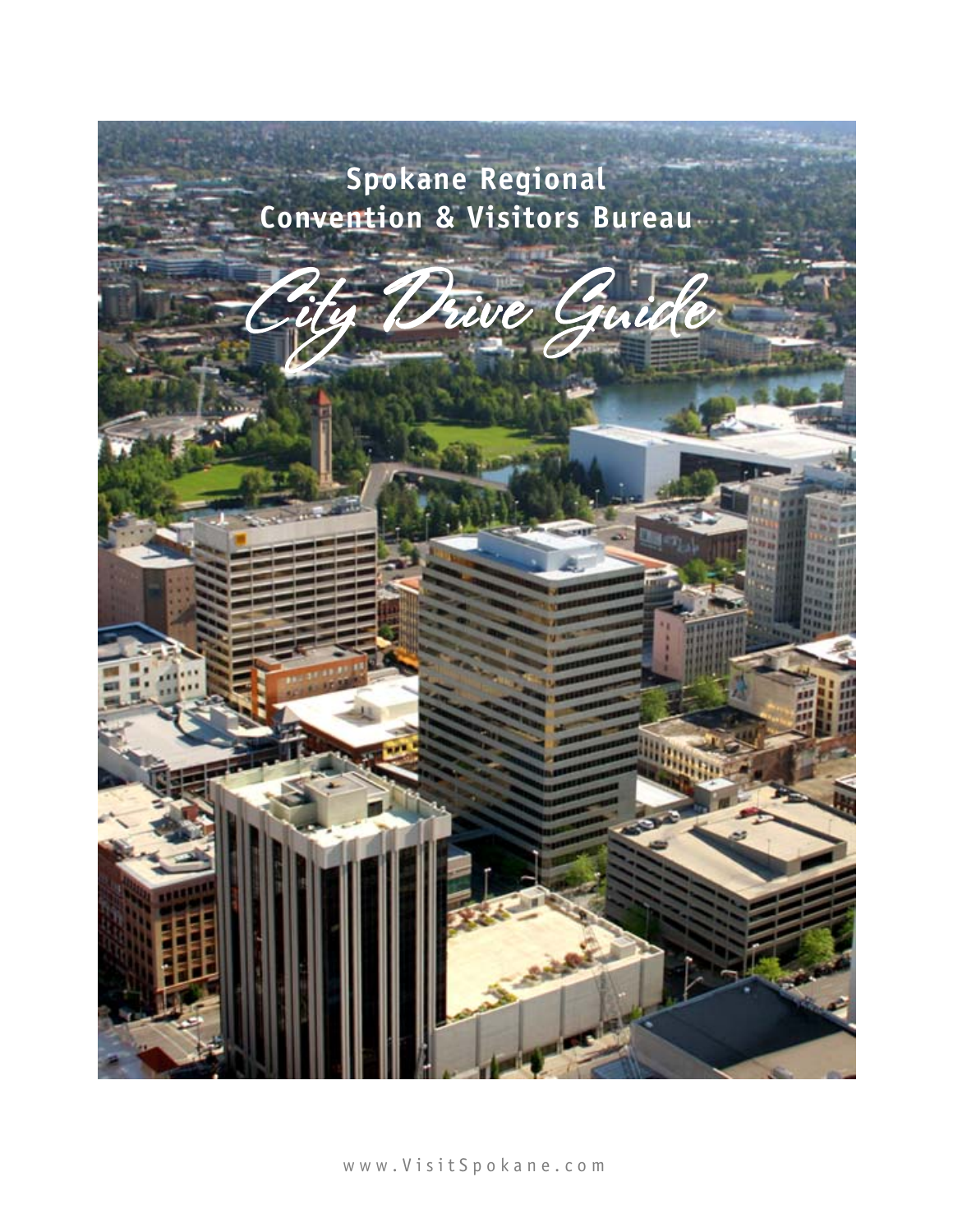Spokane Regional
Convention & Visitors Bureau

# City Drive Guide

www.VisitSpokane.com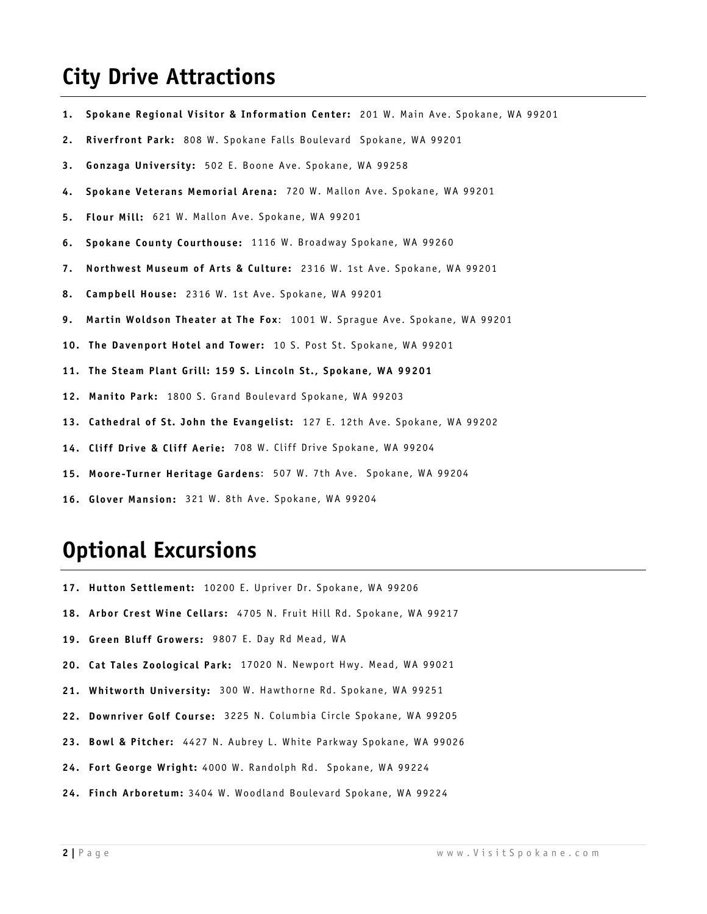# City Drive Attractions

1. **Spokane Regional Visitor & Information Center:** 201 W. Main Ave. Spokane, WA 99201
2. **Riverfront Park:** 808 W. Spokane Falls Boulevard Spokane, WA 99201
3. **Gonzaga University:** 502 E. Boone Ave. Spokane, WA 99258
4. **Spokane Veterans Memorial Arena:** 720 W. Mallon Ave. Spokane, WA 99201
5. **Flour Mill:** 621 W. Mallon Ave. Spokane, WA 99201
6. **Spokane County Courthouse:** 1116 W. Broadway Spokane, WA 99260
7. **Northwest Museum of Arts & Culture:** 2316 W. 1st Ave. Spokane, WA 99201
8. **Campbell House:** 2316 W. 1st Ave. Spokane, WA 99201
9. **Martin Woldson Theater at The Fox**: 1001 W. Sprague Ave. Spokane, WA 99201
10. **The Davenport Hotel and Tower:** 10 S. Post St. Spokane, WA 99201
11. **The Steam Plant Grill: 159 S. Lincoln St., Spokane, WA 99201**
12. **Manito Park:** 1800 S. Grand Boulevard Spokane, WA 99203
13. **Cathedral of St. John the Evangelist:** 127 E. 12th Ave. Spokane, WA 99202
14. **Cliff Drive & Cliff Aerie:** 708 W. Cliff Drive Spokane, WA 99204
15. **Moore-Turner Heritage Gardens**: 507 W. 7th Ave. Spokane, WA 99204
16. **Glover Mansion:** 321 W. 8th Ave. Spokane, WA 99204

# Optional Excursions

17. **Hutton Settlement:** 10200 E. Upriver Dr. Spokane, WA 99206
18. **Arbor Crest Wine Cellars:** 4705 N. Fruit Hill Rd. Spokane, WA 99217
19. **Green Bluff Growers:** 9807 E. Day Rd Mead, WA
20. **Cat Tales Zoological Park:** 17020 N. Newport Hwy. Mead, WA 99021
21. **Whitworth University:** 300 W. Hawthorne Rd. Spokane, WA 99251
22. **Downriver Golf Course:** 3225 N. Columbia Circle Spokane, WA 99205
23. **Bowl & Pitcher:** 4427 N. Aubrey L. White Parkway Spokane, WA 99026
24. **Fort George Wright:** 4000 W. Randolph Rd. Spokane, WA 99224

24\. **Finch Arboretum:** 3404 W. Woodland Boulevard Spokane, WA 99224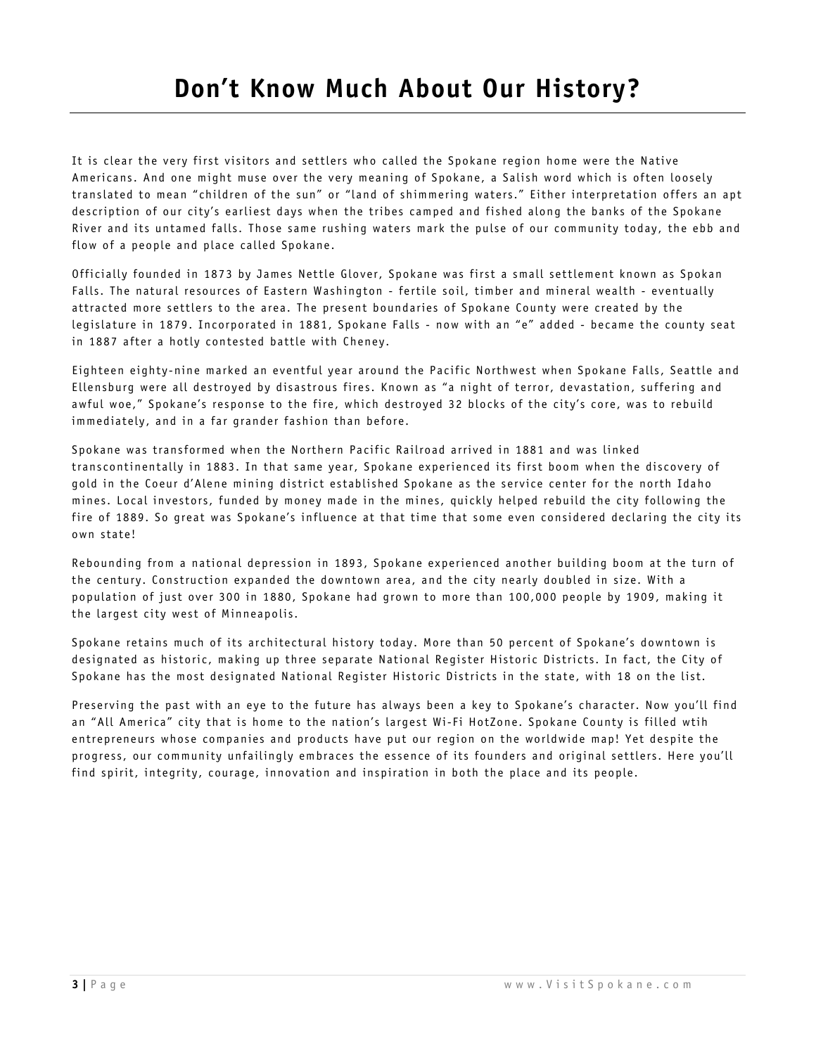# Don’t Know Much About Our History?

It is clear the very first visitors and settlers who called the Spokane region home were the Native Americans. And one might muse over the very meaning of Spokane, a Salish word which is often loosely translated to mean “children of the sun” or “land of shimmering waters.” Either interpretation offers an apt description of our city’s earliest days when the tribes camped and fished along the banks of the Spokane River and its untamed falls. Those same rushing waters mark the pulse of our community today, the ebb and flow of a people and place called Spokane.

Officially founded in 1873 by James Nettle Glover, Spokane was first a small settlement known as Spokan Falls. The natural resources of Eastern Washington - fertile soil, timber and mineral wealth - eventually attracted more settlers to the area. The present boundaries of Spokane County were created by the legislature in 1879. Incorporated in 1881, Spokane Falls - now with an “e” added - became the county seat in 1887 after a hotly contested battle with Cheney.

Eighteen eighty-nine marked an eventful year around the Pacific Northwest when Spokane Falls, Seattle and Ellensburg were all destroyed by disastrous fires. Known as “a night of terror, devastation, suffering and awful woe,” Spokane’s response to the fire, which destroyed 32 blocks of the city’s core, was to rebuild immediately, and in a far grander fashion than before.

Spokane was transformed when the Northern Pacific Railroad arrived in 1881 and was linked transcontinentally in 1883. In that same year, Spokane experienced its first boom when the discovery of gold in the Coeur d’Alene mining district established Spokane as the service center for the north Idaho mines. Local investors, funded by money made in the mines, quickly helped rebuild the city following the fire of 1889. So great was Spokane’s influence at that time that some even considered declaring the city its own state!

Rebounding from a national depression in 1893, Spokane experienced another building boom at the turn of the century. Construction expanded the downtown area, and the city nearly doubled in size. With a population of just over 300 in 1880, Spokane had grown to more than 100,000 people by 1909, making it the largest city west of Minneapolis.

Spokane retains much of its architectural history today. More than 50 percent of Spokane’s downtown is designated as historic, making up three separate National Register Historic Districts. In fact, the City of Spokane has the most designated National Register Historic Districts in the state, with 18 on the list.

Preserving the past with an eye to the future has always been a key to Spokane’s character. Now you’ll find an “All America” city that is home to the nation’s largest Wi-Fi HotZone. Spokane County is filled wtih entrepreneurs whose companies and products have put our region on the worldwide map! Yet despite the progress, our community unfailingly embraces the essence of its founders and original settlers. Here you’ll find spirit, integrity, courage, innovation and inspiration in both the place and its people.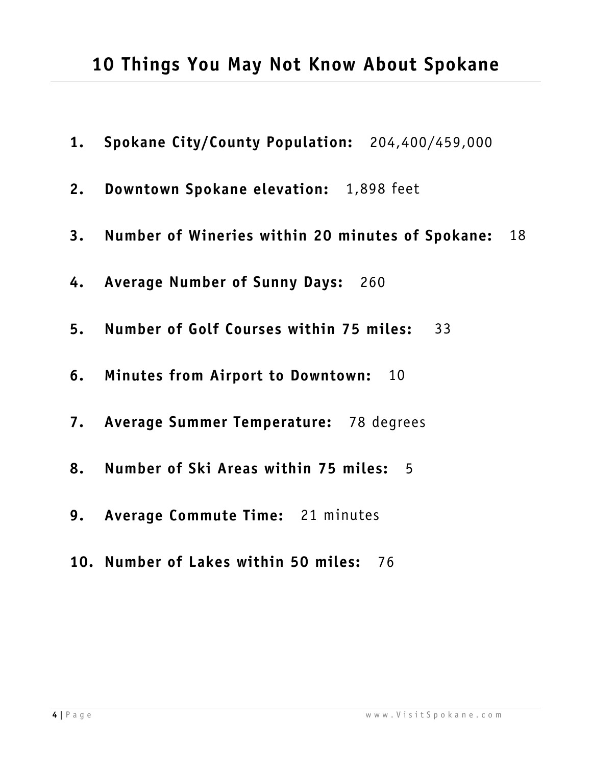# 10 Things You May Not Know About Spokane

1. **Spokane City/County Population:** 204,400/459,000
2. **Downtown Spokane elevation:** 1,898 feet
3. **Number of Wineries within 20 minutes of Spokane:** 18
4. **Average Number of Sunny Days:** 260
5. **Number of Golf Courses within 75 miles:** 33
6. **Minutes from Airport to Downtown:** 10
7. **Average Summer Temperature:** 78 degrees
8. **Number of Ski Areas within 75 miles:** 5
9. **Average Commute Time:** 21 minutes
10. **Number of Lakes within 50 miles:** 76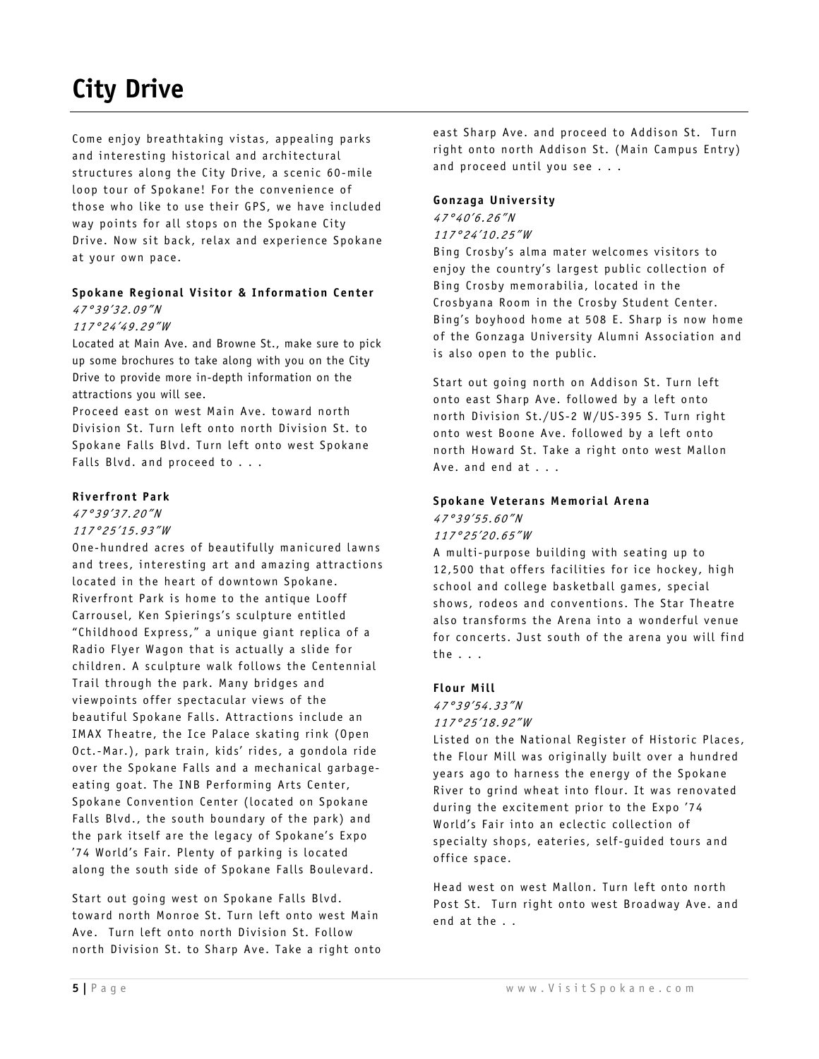# City Drive

Come enjoy breathtaking vistas, appealing parks and interesting historical and architectural structures along the City Drive, a scenic 60-mile loop tour of Spokane! For the convenience of those who like to use their GPS, we have included way points for all stops on the Spokane City Drive. Now sit back, relax and experience Spokane at your own pace.

**Spokane Regional Visitor & Information Center**
*47°39'32.09"N*
*117°24'49.29"W*
Located at Main Ave. and Browne St., make sure to pick up some brochures to take along with you on the City Drive to provide more in-depth information on the attractions you will see.
Proceed east on west Main Ave. toward north Division St. Turn left onto north Division St. to Spokane Falls Blvd. Turn left onto west Spokane Falls Blvd. and proceed to . . .

**Riverfront Park**
*47°39'37.20"N*
*117°25'15.93"W*
One-hundred acres of beautifully manicured lawns and trees, interesting art and amazing attractions located in the heart of downtown Spokane. Riverfront Park is home to the antique Looff Carrousel, Ken Spierings's sculpture entitled "Childhood Express," a unique giant replica of a Radio Flyer Wagon that is actually a slide for children. A sculpture walk follows the Centennial Trail through the park. Many bridges and viewpoints offer spectacular views of the beautiful Spokane Falls. Attractions include an IMAX Theatre, the Ice Palace skating rink (Open Oct.-Mar.), park train, kids' rides, a gondola ride over the Spokane Falls and a mechanical garbage-eating goat. The INB Performing Arts Center, Spokane Convention Center (located on Spokane Falls Blvd., the south boundary of the park) and the park itself are the legacy of Spokane's Expo '74 World's Fair. Plenty of parking is located along the south side of Spokane Falls Boulevard.

Start out going west on Spokane Falls Blvd. toward north Monroe St. Turn left onto west Main Ave. Turn left onto north Division St. Follow north Division St. to Sharp Ave. Take a right onto east Sharp Ave. and proceed to Addison St. Turn right onto north Addison St. (Main Campus Entry) and proceed until you see . . .

**Gonzaga University**
*47°40'6.26"N*
*117°24'10.25"W*
Bing Crosby's alma mater welcomes visitors to enjoy the country's largest public collection of Bing Crosby memorabilia, located in the Crosbyana Room in the Crosby Student Center. Bing's boyhood home at 508 E. Sharp is now home of the Gonzaga University Alumni Association and is also open to the public.

Start out going north on Addison St. Turn left onto east Sharp Ave. followed by a left onto north Division St./US-2 W/US-395 S. Turn right onto west Boone Ave. followed by a left onto north Howard St. Take a right onto west Mallon Ave. and end at . . .

**Spokane Veterans Memorial Arena**
*47°39'55.60"N*
*117°25'20.65"W*
A multi-purpose building with seating up to 12,500 that offers facilities for ice hockey, high school and college basketball games, special shows, rodeos and conventions. The Star Theatre also transforms the Arena into a wonderful venue for concerts. Just south of the arena you will find the . . .

**Flour Mill**
*47°39'54.33"N*
*117°25'18.92"W*
Listed on the National Register of Historic Places, the Flour Mill was originally built over a hundred years ago to harness the energy of the Spokane River to grind wheat into flour. It was renovated during the excitement prior to the Expo '74 World's Fair into an eclectic collection of specialty shops, eateries, self-guided tours and office space.

Head west on west Mallon. Turn left onto north Post St. Turn right onto west Broadway Ave. and end at the . .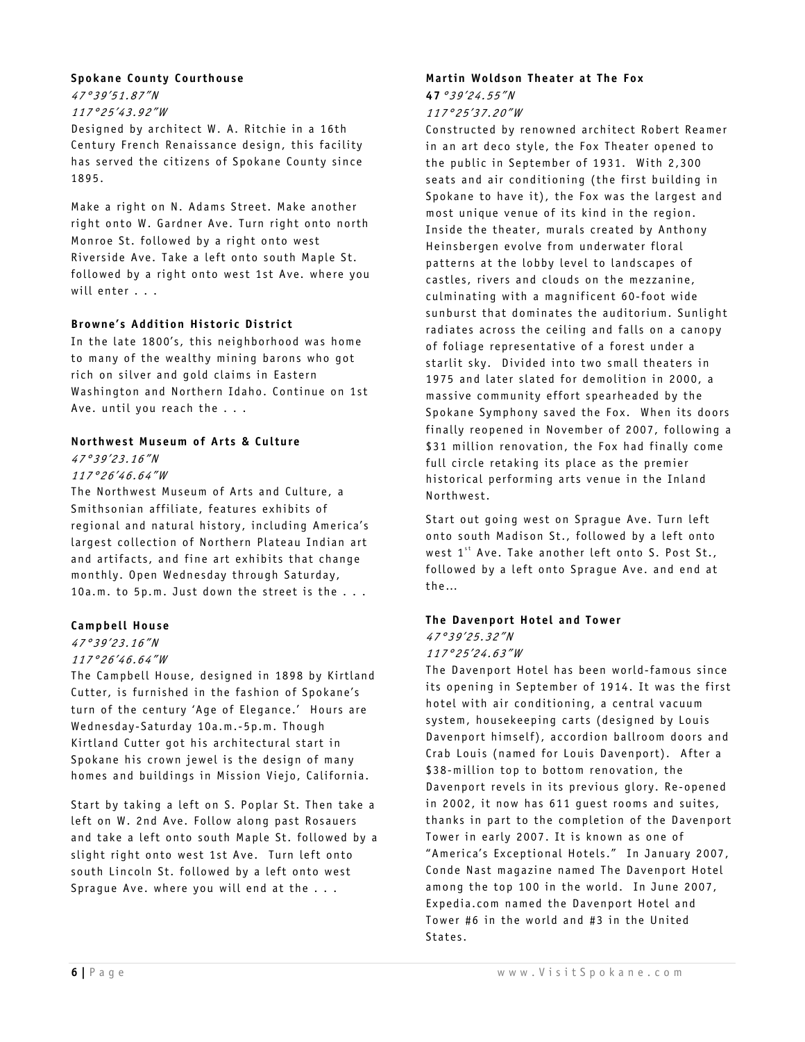**Spokane County Courthouse**

*47°39'51.87"N*

*117°25'43.92"W*

Designed by architect W. A. Ritchie in a 16th Century French Renaissance design, this facility has served the citizens of Spokane County since 1895.

Make a right on N. Adams Street. Make another right onto W. Gardner Ave. Turn right onto north Monroe St. followed by a right onto west Riverside Ave. Take a left onto south Maple St. followed by a right onto west 1st Ave. where you will enter . . .

**Browne's Addition Historic District**

In the late 1800's, this neighborhood was home to many of the wealthy mining barons who got rich on silver and gold claims in Eastern Washington and Northern Idaho. Continue on 1st Ave. until you reach the . . .

**Northwest Museum of Arts & Culture**

*47°39'23.16"N*

*117°26'46.64"W*

The Northwest Museum of Arts and Culture, a Smithsonian affiliate, features exhibits of regional and natural history, including America's largest collection of Northern Plateau Indian art and artifacts, and fine art exhibits that change monthly. Open Wednesday through Saturday, 10a.m. to 5p.m. Just down the street is the . . .

**Campbell House**

*47°39'23.16"N*

*117°26'46.64"W*

The Campbell House, designed in 1898 by Kirtland Cutter, is furnished in the fashion of Spokane's turn of the century 'Age of Elegance.' Hours are Wednesday-Saturday 10a.m.-5p.m. Though Kirtland Cutter got his architectural start in Spokane his crown jewel is the design of many homes and buildings in Mission Viejo, California.

Start by taking a left on S. Poplar St. Then take a left on W. 2nd Ave. Follow along past Rosauers and take a left onto south Maple St. followed by a slight right onto west 1st Ave. Turn left onto south Lincoln St. followed by a left onto west Sprague Ave. where you will end at the . . .

**Martin Woldson Theater at The Fox**

**47***°39'24.55"N*

*117°25'37.20"W*

Constructed by renowned architect Robert Reamer in an art deco style, the Fox Theater opened to the public in September of 1931. With 2,300 seats and air conditioning (the first building in Spokane to have it), the Fox was the largest and most unique venue of its kind in the region. Inside the theater, murals created by Anthony Heinsbergen evolve from underwater floral patterns at the lobby level to landscapes of castles, rivers and clouds on the mezzanine, culminating with a magnificent 60-foot wide sunburst that dominates the auditorium. Sunlight radiates across the ceiling and falls on a canopy of foliage representative of a forest under a starlit sky. Divided into two small theaters in 1975 and later slated for demolition in 2000, a massive community effort spearheaded by the Spokane Symphony saved the Fox. When its doors finally reopened in November of 2007, following a $31 million renovation, the Fox had finally come full circle retaking its place as the premier historical performing arts venue in the Inland Northwest.

Start out going west on Sprague Ave. Turn left onto south Madison St., followed by a left onto west 1st Ave. Take another left onto S. Post St., followed by a left onto Sprague Ave. and end at the…

**The Davenport Hotel and Tower**

*47°39'25.32"N*

*117°25'24.63"W*

The Davenport Hotel has been world-famous since its opening in September of 1914. It was the first hotel with air conditioning, a central vacuum system, housekeeping carts (designed by Louis Davenport himself), accordion ballroom doors and Crab Louis (named for Louis Davenport). After a $38-million top to bottom renovation, the Davenport revels in its previous glory. Re-opened in 2002, it now has 611 guest rooms and suites, thanks in part to the completion of the Davenport Tower in early 2007. It is known as one of "America's Exceptional Hotels." In January 2007, Conde Nast magazine named The Davenport Hotel among the top 100 in the world. In June 2007, Expedia.com named the Davenport Hotel and Tower #6 in the world and #3 in the United States.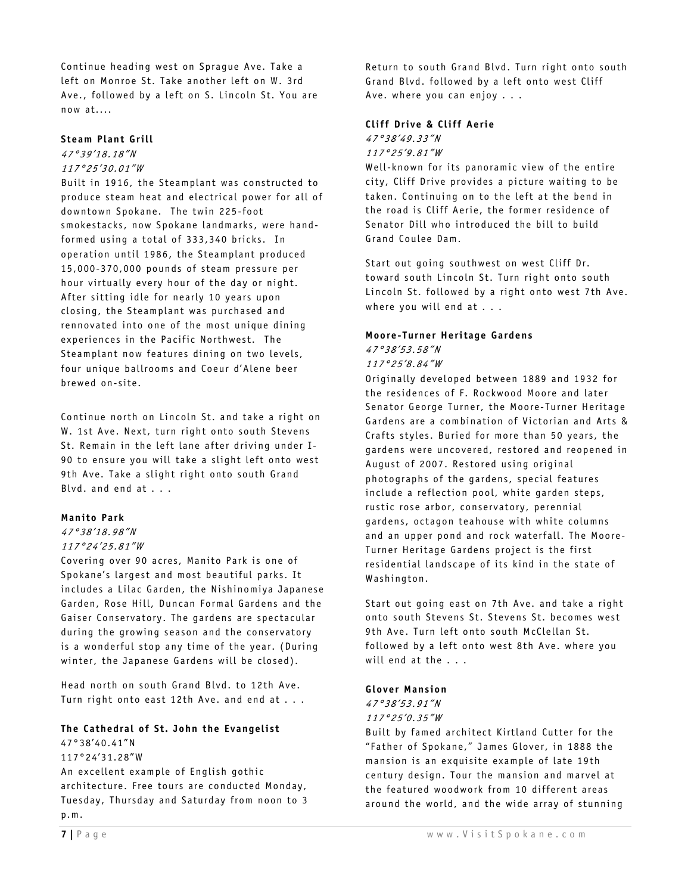Continue heading west on Sprague Ave. Take a left on Monroe St. Take another left on W. 3rd Ave., followed by a left on S. Lincoln St. You are now at....

**Steam Plant Grill**

*47°39'18.18"N*
*117°25'30.01"W*

Built in 1916, the Steamplant was constructed to produce steam heat and electrical power for all of downtown Spokane. The twin 225-foot smokestacks, now Spokane landmarks, were hand-formed using a total of 333,340 bricks. In operation until 1986, the Steamplant produced 15,000-370,000 pounds of steam pressure per hour virtually every hour of the day or night. After sitting idle for nearly 10 years upon closing, the Steamplant was purchased and rennovated into one of the most unique dining experiences in the Pacific Northwest. The Steamplant now features dining on two levels, four unique ballrooms and Coeur d'Alene beer brewed on-site.

Continue north on Lincoln St. and take a right on W. 1st Ave. Next, turn right onto south Stevens St. Remain in the left lane after driving under I-90 to ensure you will take a slight left onto west 9th Ave. Take a slight right onto south Grand Blvd. and end at . . .

**Manito Park**

*47°38'18.98"N*
*117°24'25.81"W*

Covering over 90 acres, Manito Park is one of Spokane's largest and most beautiful parks. It includes a Lilac Garden, the Nishinomiya Japanese Garden, Rose Hill, Duncan Formal Gardens and the Gaiser Conservatory. The gardens are spectacular during the growing season and the conservatory is a wonderful stop any time of the year. (During winter, the Japanese Gardens will be closed).

Head north on south Grand Blvd. to 12th Ave. Turn right onto east 12th Ave. and end at . . .

**The Cathedral of St. John the Evangelist**

47°38'40.41"N
117°24'31.28"W

An excellent example of English gothic architecture. Free tours are conducted Monday, Tuesday, Thursday and Saturday from noon to 3 p.m.

Return to south Grand Blvd. Turn right onto south Grand Blvd. followed by a left onto west Cliff Ave. where you can enjoy . . .

**Cliff Drive & Cliff Aerie**

*47°38'49.33"N*
*117°25'9.81"W*

Well-known for its panoramic view of the entire city, Cliff Drive provides a picture waiting to be taken. Continuing on to the left at the bend in the road is Cliff Aerie, the former residence of Senator Dill who introduced the bill to build Grand Coulee Dam.

Start out going southwest on west Cliff Dr. toward south Lincoln St. Turn right onto south Lincoln St. followed by a right onto west 7th Ave. where you will end at . . .

**Moore-Turner Heritage Gardens**

*47°38'53.58"N*
*117°25'8.84"W*

Originally developed between 1889 and 1932 for the residences of F. Rockwood Moore and later Senator George Turner, the Moore-Turner Heritage Gardens are a combination of Victorian and Arts & Crafts styles. Buried for more than 50 years, the gardens were uncovered, restored and reopened in August of 2007. Restored using original photographs of the gardens, special features include a reflection pool, white garden steps, rustic rose arbor, conservatory, perennial gardens, octagon teahouse with white columns and an upper pond and rock waterfall. The Moore-Turner Heritage Gardens project is the first residential landscape of its kind in the state of Washington.

Start out going east on 7th Ave. and take a right onto south Stevens St. Stevens St. becomes west 9th Ave. Turn left onto south McClellan St. followed by a left onto west 8th Ave. where you will end at the . . .

**Glover Mansion**

*47°38'53.91"N*
*117°25'0.35"W*

Built by famed architect Kirtland Cutter for the "Father of Spokane," James Glover, in 1888 the mansion is an exquisite example of late 19th century design. Tour the mansion and marvel at the featured woodwork from 10 different areas around the world, and the wide array of stunning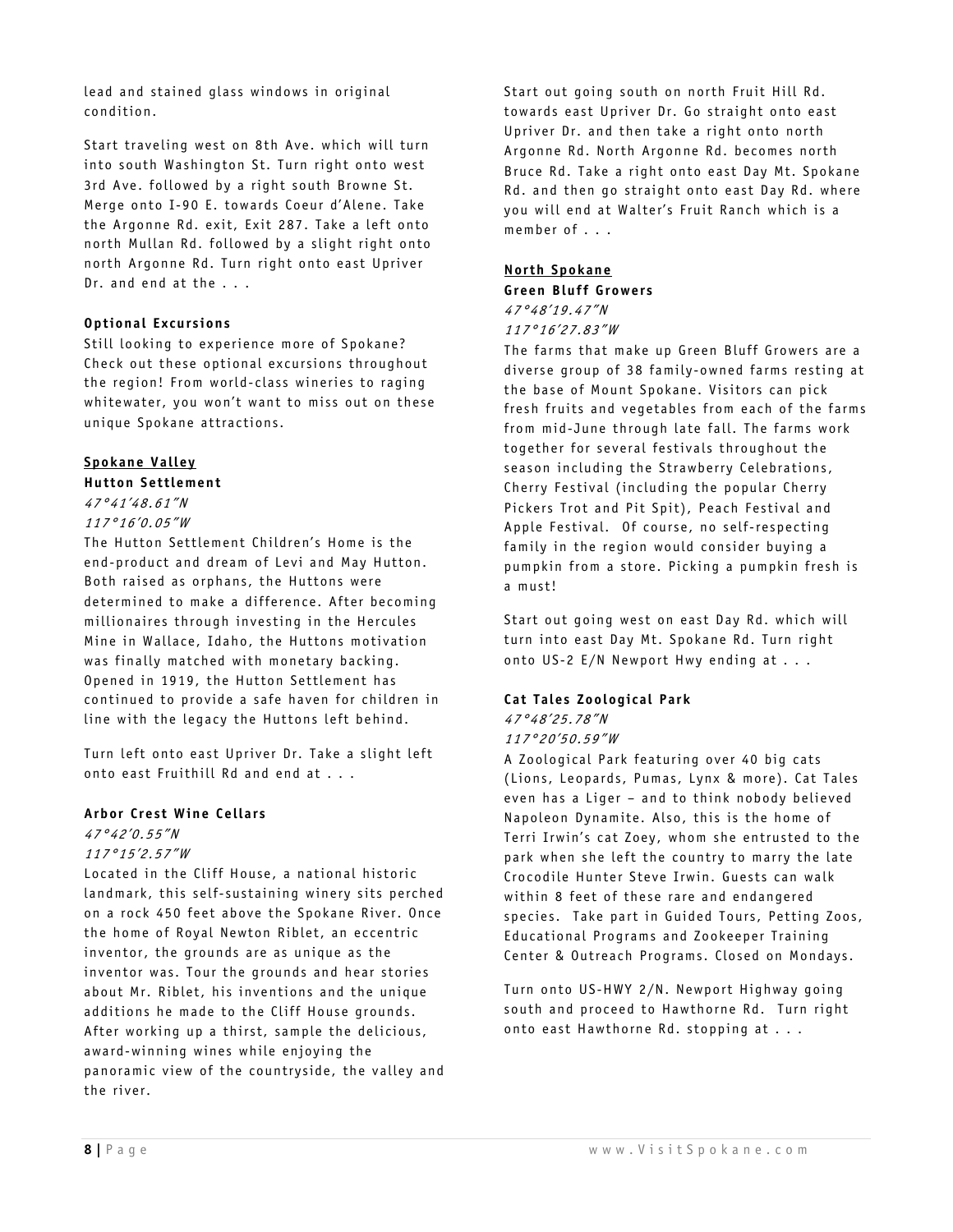lead and stained glass windows in original condition.

Start traveling west on 8th Ave. which will turn into south Washington St. Turn right onto west 3rd Ave. followed by a right south Browne St. Merge onto I-90 E. towards Coeur d'Alene. Take the Argonne Rd. exit, Exit 287. Take a left onto north Mullan Rd. followed by a slight right onto north Argonne Rd. Turn right onto east Upriver Dr. and end at the . . .

**Optional Excursions**

Still looking to experience more of Spokane? Check out these optional excursions throughout the region! From world-class wineries to raging whitewater, you won't want to miss out on these unique Spokane attractions.

## Spokane Valley

### Hutton Settlement

*47°41'48.61"N*
*117°16'0.05"W*

The Hutton Settlement Children's Home is the end-product and dream of Levi and May Hutton. Both raised as orphans, the Huttons were determined to make a difference. After becoming millionaires through investing in the Hercules Mine in Wallace, Idaho, the Huttons motivation was finally matched with monetary backing. Opened in 1919, the Hutton Settlement has continued to provide a safe haven for children in line with the legacy the Huttons left behind.

Turn left onto east Upriver Dr. Take a slight left onto east Fruithill Rd and end at . . .

### Arbor Crest Wine Cellars

*47°42'0.55"N*
*117°15'2.57"W*

Located in the Cliff House, a national historic landmark, this self-sustaining winery sits perched on a rock 450 feet above the Spokane River. Once the home of Royal Newton Riblet, an eccentric inventor, the grounds are as unique as the inventor was. Tour the grounds and hear stories about Mr. Riblet, his inventions and the unique additions he made to the Cliff House grounds. After working up a thirst, sample the delicious, award-winning wines while enjoying the panoramic view of the countryside, the valley and the river.

Start out going south on north Fruit Hill Rd. towards east Upriver Dr. Go straight onto east Upriver Dr. and then take a right onto north Argonne Rd. North Argonne Rd. becomes north Bruce Rd. Take a right onto east Day Mt. Spokane Rd. and then go straight onto east Day Rd. where you will end at Walter's Fruit Ranch which is a member of . . .

## North Spokane

### Green Bluff Growers

*47°48'19.47"N*
*117°16'27.83"W*

The farms that make up Green Bluff Growers are a diverse group of 38 family-owned farms resting at the base of Mount Spokane. Visitors can pick fresh fruits and vegetables from each of the farms from mid-June through late fall. The farms work together for several festivals throughout the season including the Strawberry Celebrations, Cherry Festival (including the popular Cherry Pickers Trot and Pit Spit), Peach Festival and Apple Festival. Of course, no self-respecting family in the region would consider buying a pumpkin from a store. Picking a pumpkin fresh is a must!

Start out going west on east Day Rd. which will turn into east Day Mt. Spokane Rd. Turn right onto US-2 E/N Newport Hwy ending at . . .

### Cat Tales Zoological Park

*47°48'25.78"N*
*117°20'50.59"W*

A Zoological Park featuring over 40 big cats (Lions, Leopards, Pumas, Lynx & more). Cat Tales even has a Liger – and to think nobody believed Napoleon Dynamite. Also, this is the home of Terri Irwin's cat Zoey, whom she entrusted to the park when she left the country to marry the late Crocodile Hunter Steve Irwin. Guests can walk within 8 feet of these rare and endangered species. Take part in Guided Tours, Petting Zoos, Educational Programs and Zookeeper Training Center & Outreach Programs. Closed on Mondays.

Turn onto US-HWY 2/N. Newport Highway going south and proceed to Hawthorne Rd. Turn right onto east Hawthorne Rd. stopping at . . .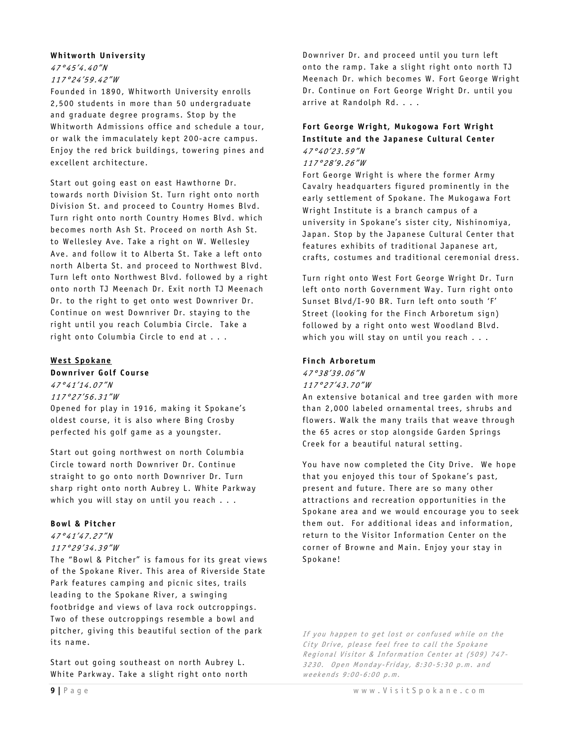**Whitworth University**

*47°45'4.40"N*
*117°24'59.42"W*

Founded in 1890, Whitworth University enrolls 2,500 students in more than 50 undergraduate and graduate degree programs. Stop by the Whitworth Admissions office and schedule a tour, or walk the immaculately kept 200-acre campus. Enjoy the red brick buildings, towering pines and excellent architecture.

Start out going east on east Hawthorne Dr. towards north Division St. Turn right onto north Division St. and proceed to Country Homes Blvd. Turn right onto north Country Homes Blvd. which becomes north Ash St. Proceed on north Ash St. to Wellesley Ave. Take a right on W. Wellesley Ave. and follow it to Alberta St. Take a left onto north Alberta St. and proceed to Northwest Blvd. Turn left onto Northwest Blvd. followed by a right onto north TJ Meenach Dr. Exit north TJ Meenach Dr. to the right to get onto west Downriver Dr. Continue on west Downriver Dr. staying to the right until you reach Columbia Circle. Take a right onto Columbia Circle to end at . . .

## West Spokane

**Downriver Golf Course**

*47°41'14.07"N*
*117°27'56.31"W*

Opened for play in 1916, making it Spokane's oldest course, it is also where Bing Crosby perfected his golf game as a youngster.

Start out going northwest on north Columbia Circle toward north Downriver Dr. Continue straight to go onto north Downriver Dr. Turn sharp right onto north Aubrey L. White Parkway which you will stay on until you reach . . .

**Bowl & Pitcher**

*47°41'47.27"N*
*117°29'34.39"W*

The "Bowl & Pitcher" is famous for its great views of the Spokane River. This area of Riverside State Park features camping and picnic sites, trails leading to the Spokane River, a swinging footbridge and views of lava rock outcroppings. Two of these outcroppings resemble a bowl and pitcher, giving this beautiful section of the park its name.

Start out going southeast on north Aubrey L. White Parkway. Take a slight right onto north Downriver Dr. and proceed until you turn left onto the ramp. Take a slight right onto north TJ Meenach Dr. which becomes W. Fort George Wright Dr. Continue on Fort George Wright Dr. until you arrive at Randolph Rd. . . .

**Fort George Wright, Mukogowa Fort Wright Institute and the Japanese Cultural Center**

*47°40'23.59"N*
*117°28'9.26"W*

Fort George Wright is where the former Army Cavalry headquarters figured prominently in the early settlement of Spokane. The Mukogawa Fort Wright Institute is a branch campus of a university in Spokane's sister city, Nishinomiya, Japan. Stop by the Japanese Cultural Center that features exhibits of traditional Japanese art, crafts, costumes and traditional ceremonial dress.

Turn right onto West Fort George Wright Dr. Turn left onto north Government Way. Turn right onto Sunset Blvd/I-90 BR. Turn left onto south 'F' Street (looking for the Finch Arboretum sign) followed by a right onto west Woodland Blvd. which you will stay on until you reach . . .

**Finch Arboretum**

*47°38'39.06"N*
*117°27'43.70"W*

An extensive botanical and tree garden with more than 2,000 labeled ornamental trees, shrubs and flowers. Walk the many trails that weave through the 65 acres or stop alongside Garden Springs Creek for a beautiful natural setting.

You have now completed the City Drive. We hope that you enjoyed this tour of Spokane's past, present and future. There are so many other attractions and recreation opportunities in the Spokane area and we would encourage you to seek them out. For additional ideas and information, return to the Visitor Information Center on the corner of Browne and Main. Enjoy your stay in Spokane!

*If you happen to get lost or confused while on the City Drive, please feel free to call the Spokane Regional Visitor & Information Center at (509) 747-3230. Open Monday-Friday, 8:30-5:30 p.m. and weekends 9:00-6:00 p.m.*